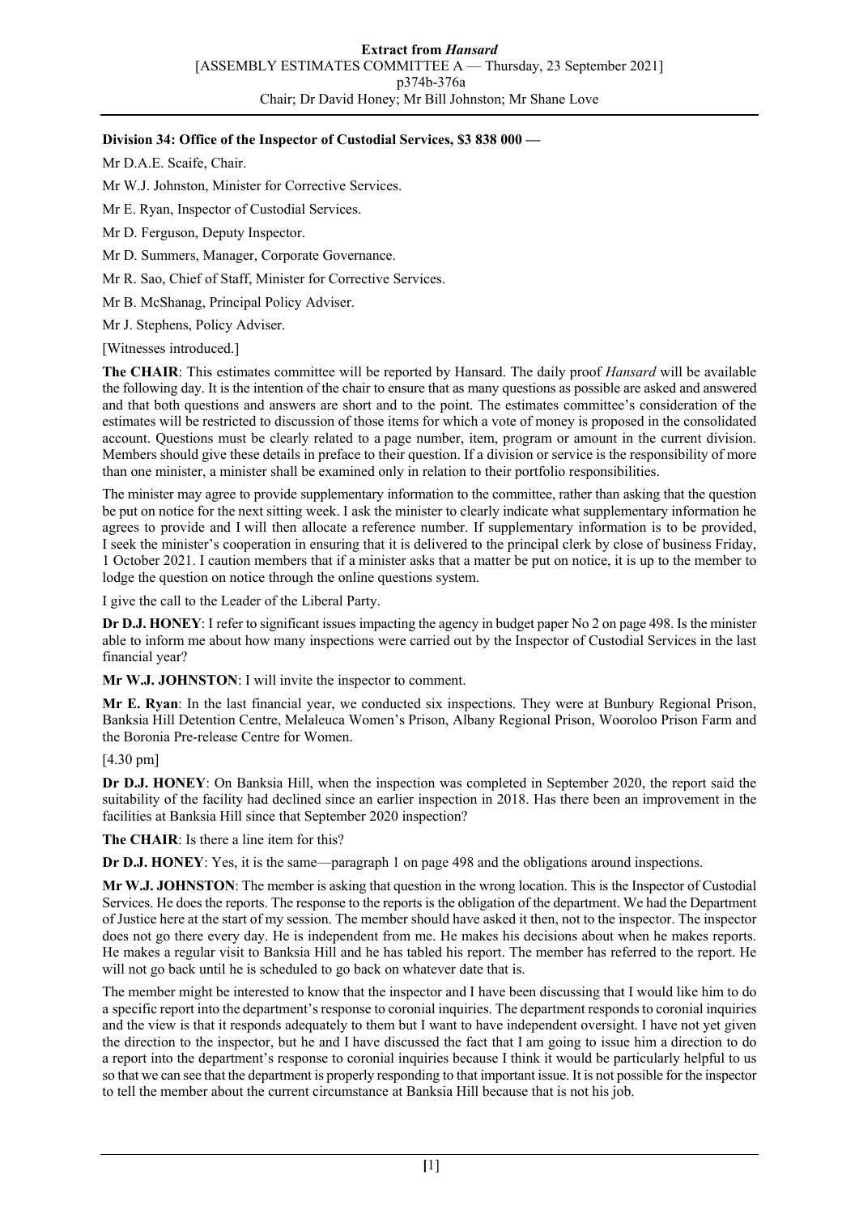**Division 34: Office of the Inspector of Custodial Services, $3 838 000 —**

Mr D.A.E. Scaife, Chair.

Mr W.J. Johnston, Minister for Corrective Services.

Mr E. Ryan, Inspector of Custodial Services.

Mr D. Ferguson, Deputy Inspector.

Mr D. Summers, Manager, Corporate Governance.

Mr R. Sao, Chief of Staff, Minister for Corrective Services.

Mr B. McShanag, Principal Policy Adviser.

Mr J. Stephens, Policy Adviser.

[Witnesses introduced.]

**The CHAIR**: This estimates committee will be reported by Hansard. The daily proof *Hansard* will be available the following day. It is the intention of the chair to ensure that as many questions as possible are asked and answered and that both questions and answers are short and to the point. The estimates committee's consideration of the estimates will be restricted to discussion of those items for which a vote of money is proposed in the consolidated account. Questions must be clearly related to a page number, item, program or amount in the current division. Members should give these details in preface to their question. If a division or service is the responsibility of more than one minister, a minister shall be examined only in relation to their portfolio responsibilities.

The minister may agree to provide supplementary information to the committee, rather than asking that the question be put on notice for the next sitting week. I ask the minister to clearly indicate what supplementary information he agrees to provide and I will then allocate a reference number. If supplementary information is to be provided, I seek the minister's cooperation in ensuring that it is delivered to the principal clerk by close of business Friday, 1 October 2021. I caution members that if a minister asks that a matter be put on notice, it is up to the member to lodge the question on notice through the online questions system.

I give the call to the Leader of the Liberal Party.

**Dr D.J. HONEY**: I refer to significant issues impacting the agency in budget paper No 2 on page 498. Is the minister able to inform me about how many inspections were carried out by the Inspector of Custodial Services in the last financial year?

**Mr W.J. JOHNSTON**: I will invite the inspector to comment.

**Mr E. Ryan**: In the last financial year, we conducted six inspections. They were at Bunbury Regional Prison, Banksia Hill Detention Centre, Melaleuca Women's Prison, Albany Regional Prison, Wooroloo Prison Farm and the Boronia Pre-release Centre for Women.

[4.30 pm]

**Dr D.J. HONEY**: On Banksia Hill, when the inspection was completed in September 2020, the report said the suitability of the facility had declined since an earlier inspection in 2018. Has there been an improvement in the facilities at Banksia Hill since that September 2020 inspection?

**The CHAIR**: Is there a line item for this?

**Dr D.J. HONEY**: Yes, it is the same—paragraph 1 on page 498 and the obligations around inspections.

**Mr W.J. JOHNSTON**: The member is asking that question in the wrong location. This is the Inspector of Custodial Services. He does the reports. The response to the reports is the obligation of the department. We had the Department of Justice here at the start of my session. The member should have asked it then, not to the inspector. The inspector does not go there every day. He is independent from me. He makes his decisions about when he makes reports. He makes a regular visit to Banksia Hill and he has tabled his report. The member has referred to the report. He will not go back until he is scheduled to go back on whatever date that is.

The member might be interested to know that the inspector and I have been discussing that I would like him to do a specific report into the department's response to coronial inquiries. The department responds to coronial inquiries and the view is that it responds adequately to them but I want to have independent oversight. I have not yet given the direction to the inspector, but he and I have discussed the fact that I am going to issue him a direction to do a report into the department's response to coronial inquiries because I think it would be particularly helpful to us so that we can see that the department is properly responding to that important issue. It is not possible for the inspector to tell the member about the current circumstance at Banksia Hill because that is not his job.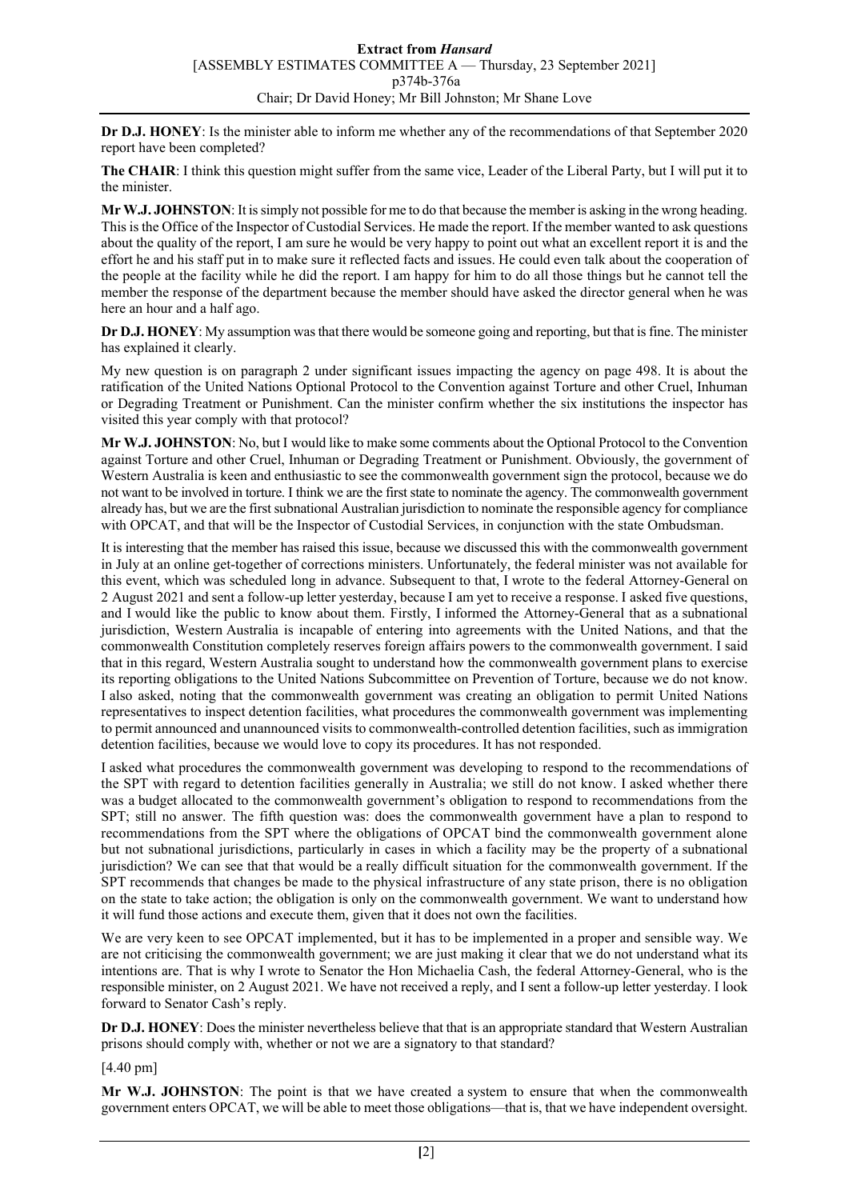**Dr D.J. HONEY**: Is the minister able to inform me whether any of the recommendations of that September 2020 report have been completed?

**The CHAIR**: I think this question might suffer from the same vice, Leader of the Liberal Party, but I will put it to the minister.

**Mr W.J. JOHNSTON**: It is simply not possible for me to do that because the member is asking in the wrong heading. This is the Office of the Inspector of Custodial Services. He made the report. If the member wanted to ask questions about the quality of the report, I am sure he would be very happy to point out what an excellent report it is and the effort he and his staff put in to make sure it reflected facts and issues. He could even talk about the cooperation of the people at the facility while he did the report. I am happy for him to do all those things but he cannot tell the member the response of the department because the member should have asked the director general when he was here an hour and a half ago.

**Dr D.J. HONEY**: My assumption was that there would be someone going and reporting, but that is fine. The minister has explained it clearly.

My new question is on paragraph 2 under significant issues impacting the agency on page 498. It is about the ratification of the United Nations Optional Protocol to the Convention against Torture and other Cruel, Inhuman or Degrading Treatment or Punishment. Can the minister confirm whether the six institutions the inspector has visited this year comply with that protocol?

**Mr W.J. JOHNSTON**: No, but I would like to make some comments about the Optional Protocol to the Convention against Torture and other Cruel, Inhuman or Degrading Treatment or Punishment. Obviously, the government of Western Australia is keen and enthusiastic to see the commonwealth government sign the protocol, because we do not want to be involved in torture. I think we are the first state to nominate the agency. The commonwealth government already has, but we are the first subnational Australian jurisdiction to nominate the responsible agency for compliance with OPCAT, and that will be the Inspector of Custodial Services, in conjunction with the state Ombudsman.

It is interesting that the member has raised this issue, because we discussed this with the commonwealth government in July at an online get-together of corrections ministers. Unfortunately, the federal minister was not available for this event, which was scheduled long in advance. Subsequent to that, I wrote to the federal Attorney-General on 2 August 2021 and sent a follow-up letter yesterday, because I am yet to receive a response. I asked five questions, and I would like the public to know about them. Firstly, I informed the Attorney-General that as a subnational jurisdiction, Western Australia is incapable of entering into agreements with the United Nations, and that the commonwealth Constitution completely reserves foreign affairs powers to the commonwealth government. I said that in this regard, Western Australia sought to understand how the commonwealth government plans to exercise its reporting obligations to the United Nations Subcommittee on Prevention of Torture, because we do not know. I also asked, noting that the commonwealth government was creating an obligation to permit United Nations representatives to inspect detention facilities, what procedures the commonwealth government was implementing to permit announced and unannounced visits to commonwealth-controlled detention facilities, such as immigration detention facilities, because we would love to copy its procedures. It has not responded.

I asked what procedures the commonwealth government was developing to respond to the recommendations of the SPT with regard to detention facilities generally in Australia; we still do not know. I asked whether there was a budget allocated to the commonwealth government's obligation to respond to recommendations from the SPT; still no answer. The fifth question was: does the commonwealth government have a plan to respond to recommendations from the SPT where the obligations of OPCAT bind the commonwealth government alone but not subnational jurisdictions, particularly in cases in which a facility may be the property of a subnational jurisdiction? We can see that that would be a really difficult situation for the commonwealth government. If the SPT recommends that changes be made to the physical infrastructure of any state prison, there is no obligation on the state to take action; the obligation is only on the commonwealth government. We want to understand how it will fund those actions and execute them, given that it does not own the facilities.

We are very keen to see OPCAT implemented, but it has to be implemented in a proper and sensible way. We are not criticising the commonwealth government; we are just making it clear that we do not understand what its intentions are. That is why I wrote to Senator the Hon Michaelia Cash, the federal Attorney-General, who is the responsible minister, on 2 August 2021. We have not received a reply, and I sent a follow-up letter yesterday. I look forward to Senator Cash's reply.

**Dr D.J. HONEY**: Does the minister nevertheless believe that that is an appropriate standard that Western Australian prisons should comply with, whether or not we are a signatory to that standard?

[4.40 pm]

**Mr W.J. JOHNSTON**: The point is that we have created a system to ensure that when the commonwealth government enters OPCAT, we will be able to meet those obligations—that is, that we have independent oversight.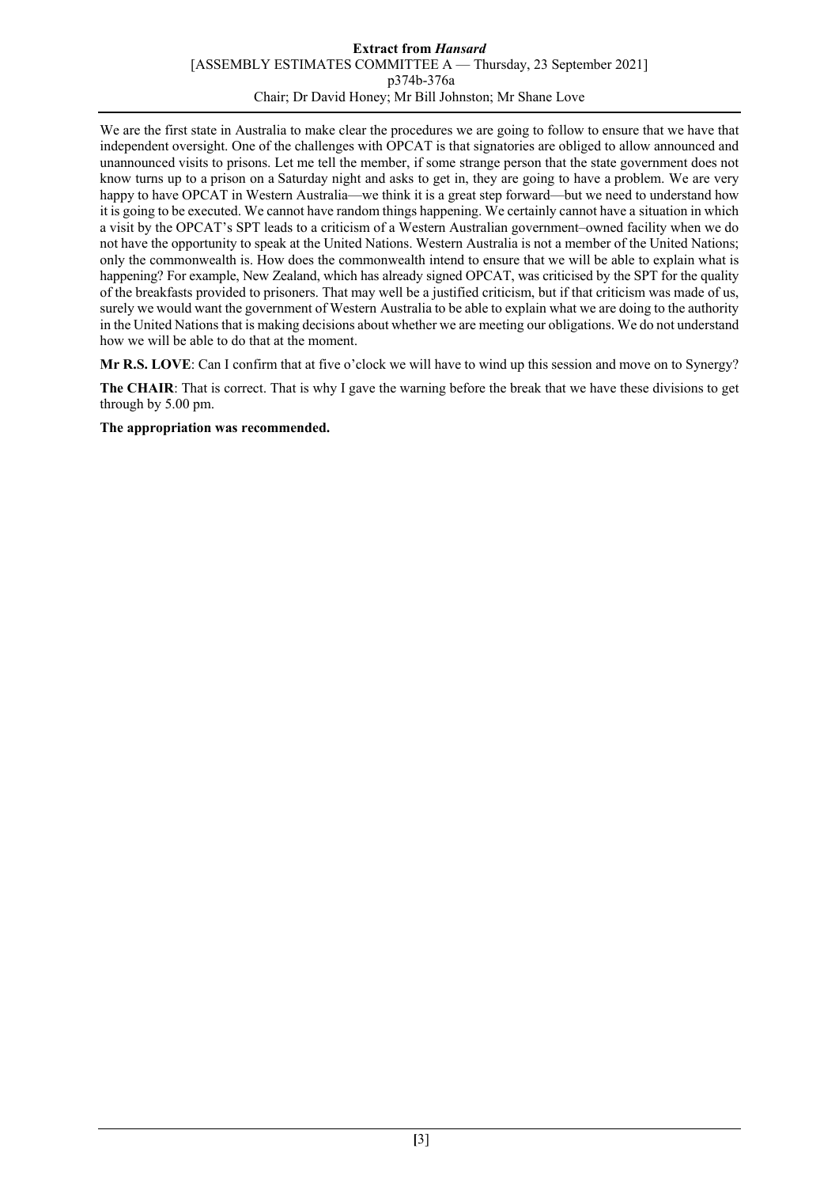We are the first state in Australia to make clear the procedures we are going to follow to ensure that we have that independent oversight. One of the challenges with OPCAT is that signatories are obliged to allow announced and unannounced visits to prisons. Let me tell the member, if some strange person that the state government does not know turns up to a prison on a Saturday night and asks to get in, they are going to have a problem. We are very happy to have OPCAT in Western Australia—we think it is a great step forward—but we need to understand how it is going to be executed. We cannot have random things happening. We certainly cannot have a situation in which a visit by the OPCAT's SPT leads to a criticism of a Western Australian government–owned facility when we do not have the opportunity to speak at the United Nations. Western Australia is not a member of the United Nations; only the commonwealth is. How does the commonwealth intend to ensure that we will be able to explain what is happening? For example, New Zealand, which has already signed OPCAT, was criticised by the SPT for the quality of the breakfasts provided to prisoners. That may well be a justified criticism, but if that criticism was made of us, surely we would want the government of Western Australia to be able to explain what we are doing to the authority in the United Nations that is making decisions about whether we are meeting our obligations. We do not understand how we will be able to do that at the moment.

**Mr R.S. LOVE**: Can I confirm that at five o'clock we will have to wind up this session and move on to Synergy?

**The CHAIR**: That is correct. That is why I gave the warning before the break that we have these divisions to get through by 5.00 pm.

**The appropriation was recommended.**